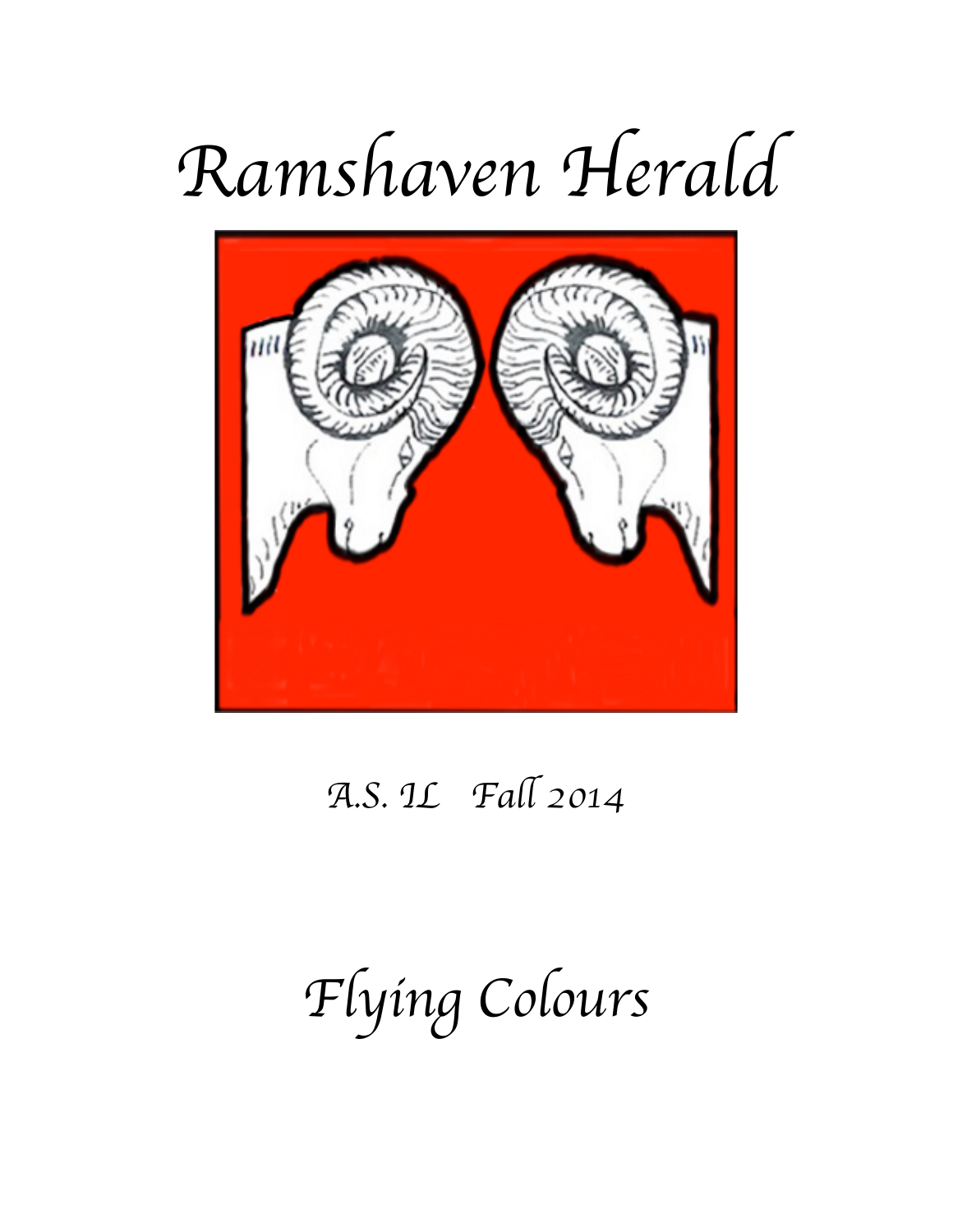# Ramshaven Herald

A.S. IL   Fall 2014

## Flying Colours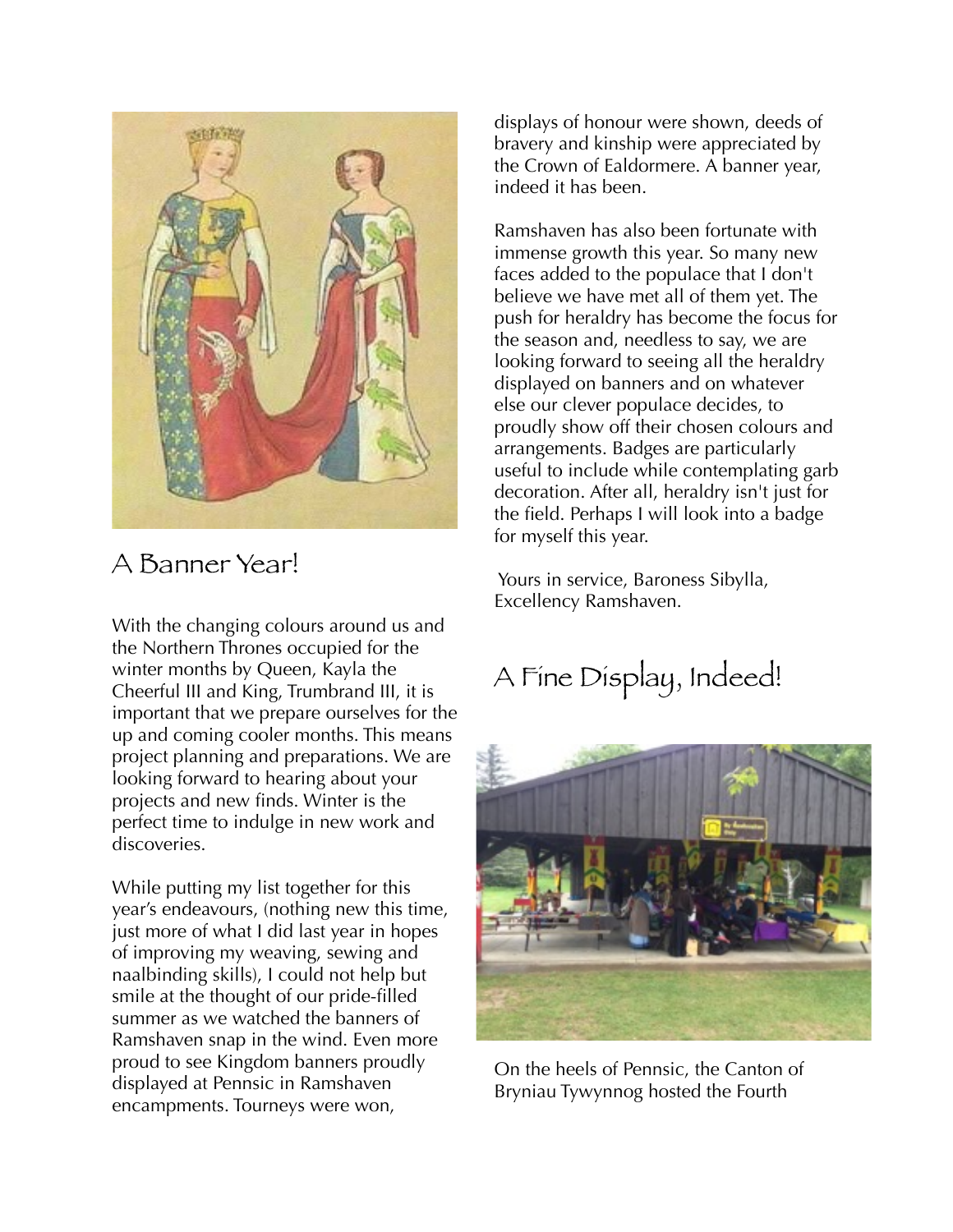## A Banner Year!

With the changing colours around us and the Northern Thrones occupied for the winter months by Queen, Kayla the Cheerful III and King, Trumbrand III, it is important that we prepare ourselves for the up and coming cooler months. This means project planning and preparations. We are looking forward to hearing about your projects and new finds. Winter is the perfect time to indulge in new work and discoveries.

While putting my list together for this year's endeavours, (nothing new this time, just more of what I did last year in hopes of improving my weaving, sewing and naalbinding skills), I could not help but smile at the thought of our pride-filled summer as we watched the banners of Ramshaven snap in the wind. Even more proud to see Kingdom banners proudly displayed at Pennsic in Ramshaven encampments. Tourneys were won, displays of honour were shown, deeds of bravery and kinship were appreciated by the Crown of Ealdormere. A banner year, indeed it has been.

Ramshaven has also been fortunate with immense growth this year. So many new faces added to the populace that I don't believe we have met all of them yet. The push for heraldry has become the focus for the season and, needless to say, we are looking forward to seeing all the heraldry displayed on banners and on whatever else our clever populace decides, to proudly show off their chosen colours and arrangements. Badges are particularly useful to include while contemplating garb decoration. After all, heraldry isn't just for the field. Perhaps I will look into a badge for myself this year.

Yours in service, Baroness Sibylla, Excellency Ramshaven.

## A Fine Display, Indeed!

On the heels of Pennsic, the Canton of Bryniau Tywynnog hosted the Fourth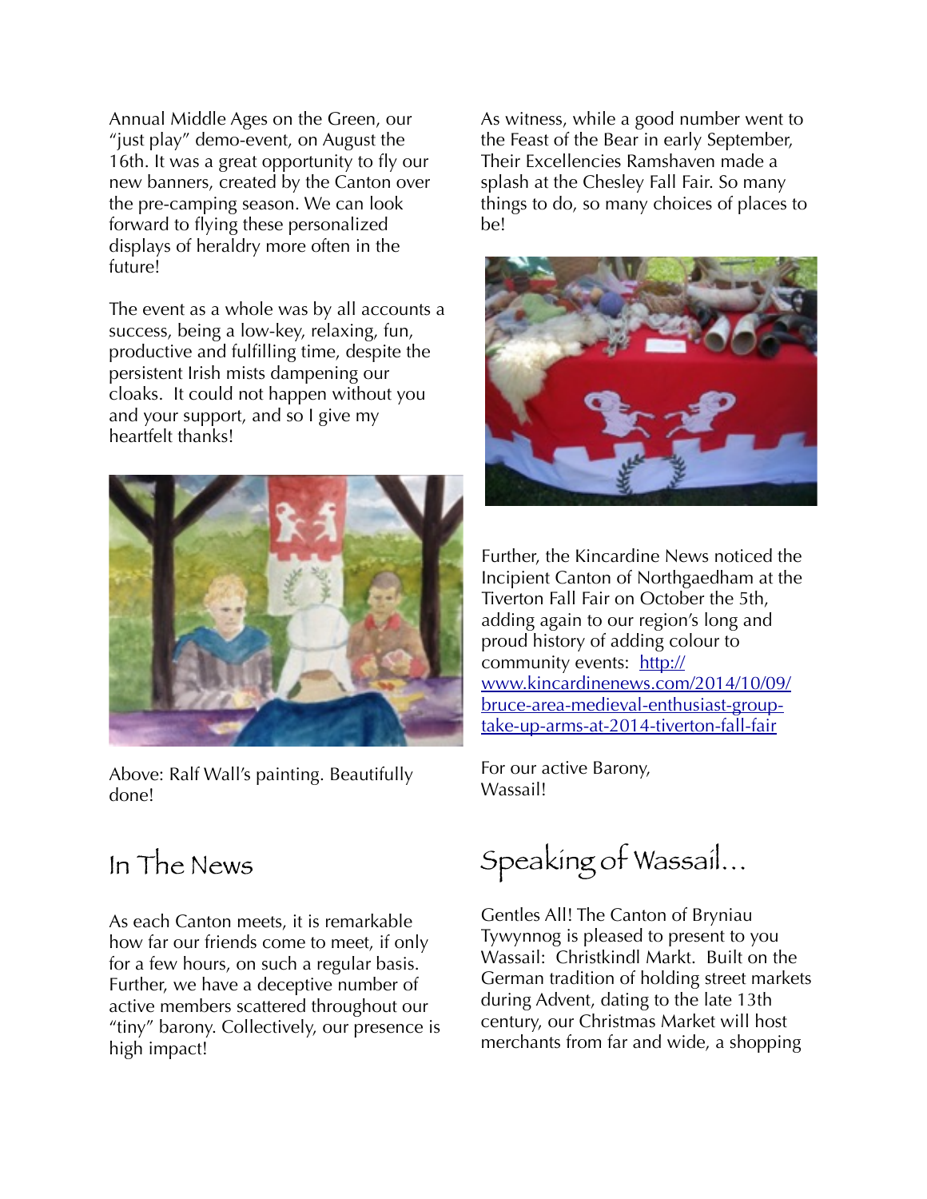Annual Middle Ages on the Green, our "just play" demo-event, on August the 16th. It was a great opportunity to fly our new banners, created by the Canton over the pre-camping season. We can look forward to flying these personalized displays of heraldry more often in the future!

The event as a whole was by all accounts a success, being a low-key, relaxing, fun, productive and fulfilling time, despite the persistent Irish mists dampening our cloaks. It could not happen without you and your support, and so I give my heartfelt thanks!

Above: Ralf Wall's painting. Beautifully done!

## In The News

As each Canton meets, it is remarkable how far our friends come to meet, if only for a few hours, on such a regular basis. Further, we have a deceptive number of active members scattered throughout our "tiny" barony. Collectively, our presence is high impact!

As witness, while a good number went to the Feast of the Bear in early September, Their Excellencies Ramshaven made a splash at the Chesley Fall Fair. So many things to do, so many choices of places to be!

Further, the Kincardine News noticed the Incipient Canton of Northgaedham at the Tiverton Fall Fair on October the 5th, adding again to our region's long and proud history of adding colour to community events: [http://www.kincardinenews.com/2014/10/09/bruce-area-medieval-enthusiast-group-take-up-arms-at-2014-tiverton-fall-fair](http://www.kincardinenews.com/2014/10/09/bruce-area-medieval-enthusiast-group-take-up-arms-at-2014-tiverton-fall-fair)

For our active Barony,
Wassail!

## Speaking of Wassail...

Gentles All! The Canton of Bryniau Tywynnog is pleased to present to you Wassail: Christkindl Markt. Built on the German tradition of holding street markets during Advent, dating to the late 13th century, our Christmas Market will host merchants from far and wide, a shopping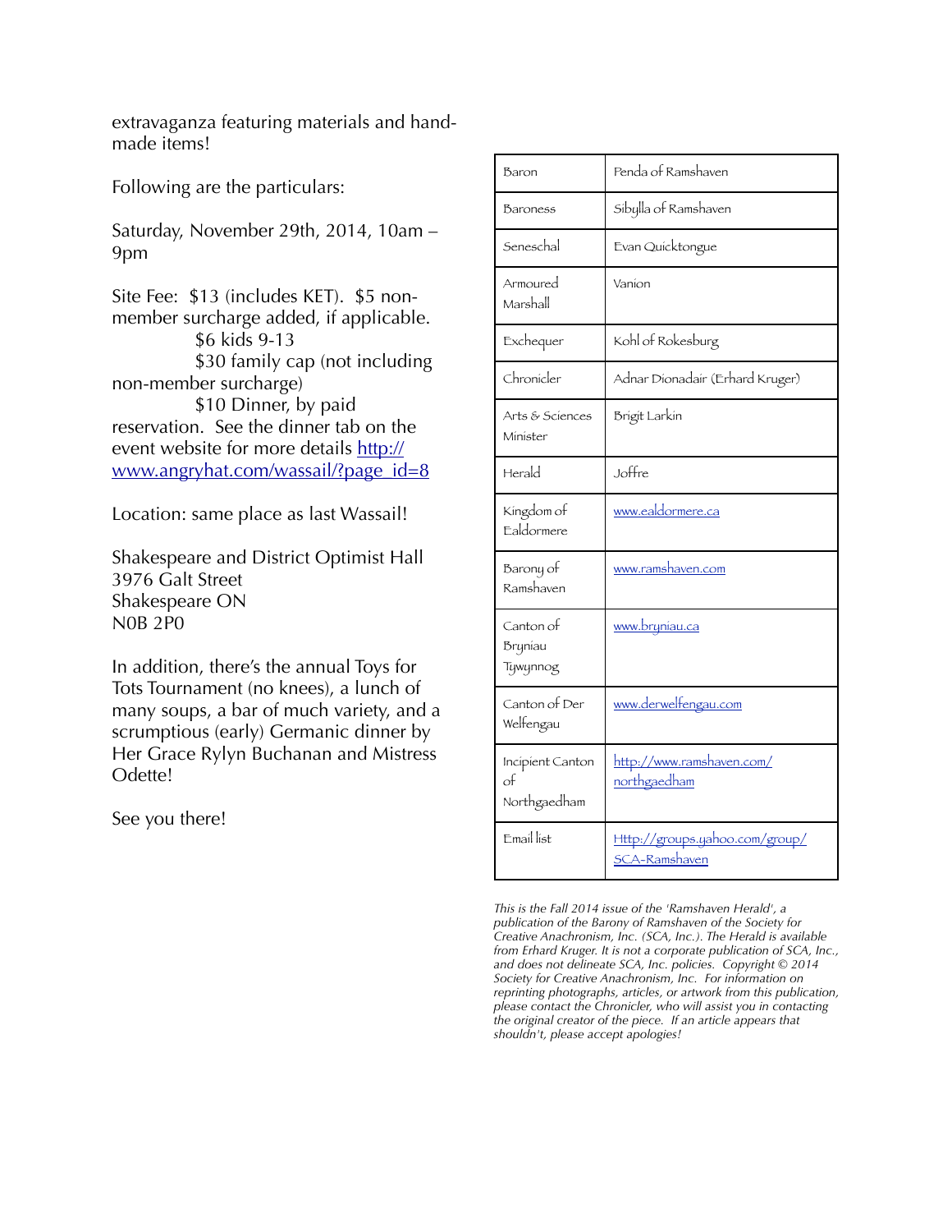extravaganza featuring materials and hand-made items!

Following are the particulars:

Saturday, November 29th, 2014, 10am – 9pm

Site Fee: $13 (includes KET). $5 non-member surcharge added, if applicable.
$6 kids 9-13
$30 family cap (not including non-member surcharge)
$10 Dinner, by paid reservation. See the dinner tab on the event website for more details http://www.angryhat.com/wassail/?page_id=8

Location: same place as last Wassail!

Shakespeare and District Optimist Hall
3976 Galt Street
Shakespeare ON
N0B 2P0

In addition, there's the annual Toys for Tots Tournament (no knees), a lunch of many soups, a bar of much variety, and a scrumptious (early) Germanic dinner by Her Grace Rylyn Buchanan and Mistress Odette!

See you there!

| | |
|---|---|
| Baron | Penda of Ramshaven |
| Baroness | Sibylla of Ramshaven |
| Seneschal | Evan Quicktongue |
| Armoured Marshall | Vanion |
| Exchequer | Kohl of Rokesburg |
| Chronicler | Adnar Dionadair (Erhard Kruger) |
| Arts & Sciences Minister | Brigit Larkin |
| Herald | Joffre |
| Kingdom of Ealdormere | www.ealdormere.ca |
| Barony of Ramshaven | www.ramshaven.com |
| Canton of Bryniau Tywynnog | www.bryniau.ca |
| Canton of Der Welfengau | www.derwelfengau.com |
| Incipient Canton of Northgaedham | http://www.ramshaven.com/northgaedham |
| Email list | Http://groups.yahoo.com/group/SCA-Ramshaven |

*This is the Fall 2014 issue of the 'Ramshaven Herald', a publication of the Barony of Ramshaven of the Society for Creative Anachronism, Inc. (SCA, Inc.). The Herald is available from Erhard Kruger. It is not a corporate publication of SCA, Inc., and does not delineate SCA, Inc. policies. Copyright © 2014 Society for Creative Anachronism, Inc. For information on reprinting photographs, articles, or artwork from this publication, please contact the Chronicler, who will assist you in contacting the original creator of the piece. If an article appears that shouldn't, please accept apologies!*